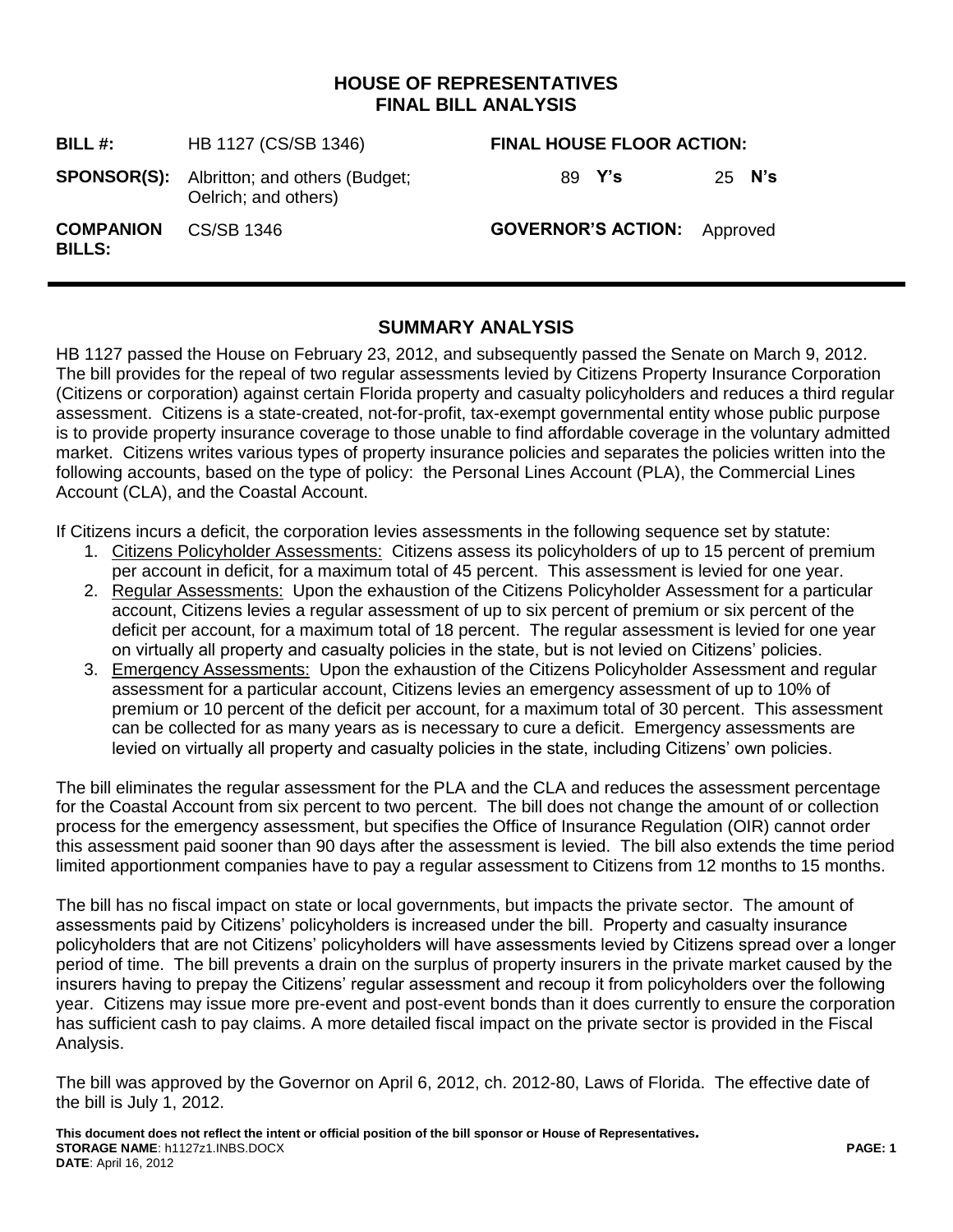# HOUSE OF REPRESENTATIVES
# FINAL BILL ANALYSIS

| | | | |
|---|---|---|---|
| **BILL #:** | HB 1127 (CS/SB 1346) | **FINAL HOUSE FLOOR ACTION:** | |
| **SPONSOR(S):** | Albritton; and others (Budget; Oelrich; and others) | 89 **Y's** | 25 **N's** |
| **COMPANION BILLS:** | CS/SB 1346 | **GOVERNOR'S ACTION:** | Approved |

## SUMMARY ANALYSIS

HB 1127 passed the House on February 23, 2012, and subsequently passed the Senate on March 9, 2012. The bill provides for the repeal of two regular assessments levied by Citizens Property Insurance Corporation (Citizens or corporation) against certain Florida property and casualty policyholders and reduces a third regular assessment. Citizens is a state-created, not-for-profit, tax-exempt governmental entity whose public purpose is to provide property insurance coverage to those unable to find affordable coverage in the voluntary admitted market. Citizens writes various types of property insurance policies and separates the policies written into the following accounts, based on the type of policy: the Personal Lines Account (PLA), the Commercial Lines Account (CLA), and the Coastal Account.

If Citizens incurs a deficit, the corporation levies assessments in the following sequence set by statute:

1. Citizens Policyholder Assessments: Citizens assess its policyholders of up to 15 percent of premium per account in deficit, for a maximum total of 45 percent. This assessment is levied for one year.
2. Regular Assessments: Upon the exhaustion of the Citizens Policyholder Assessment for a particular account, Citizens levies a regular assessment of up to six percent of premium or six percent of the deficit per account, for a maximum total of 18 percent. The regular assessment is levied for one year on virtually all property and casualty policies in the state, but is not levied on Citizens' policies.
3. Emergency Assessments: Upon the exhaustion of the Citizens Policyholder Assessment and regular assessment for a particular account, Citizens levies an emergency assessment of up to 10% of premium or 10 percent of the deficit per account, for a maximum total of 30 percent. This assessment can be collected for as many years as is necessary to cure a deficit. Emergency assessments are levied on virtually all property and casualty policies in the state, including Citizens' own policies.

The bill eliminates the regular assessment for the PLA and the CLA and reduces the assessment percentage for the Coastal Account from six percent to two percent. The bill does not change the amount of or collection process for the emergency assessment, but specifies the Office of Insurance Regulation (OIR) cannot order this assessment paid sooner than 90 days after the assessment is levied. The bill also extends the time period limited apportionment companies have to pay a regular assessment to Citizens from 12 months to 15 months.

The bill has no fiscal impact on state or local governments, but impacts the private sector. The amount of assessments paid by Citizens' policyholders is increased under the bill. Property and casualty insurance policyholders that are not Citizens' policyholders will have assessments levied by Citizens spread over a longer period of time. The bill prevents a drain on the surplus of property insurers in the private market caused by the insurers having to prepay the Citizens' regular assessment and recoup it from policyholders over the following year. Citizens may issue more pre-event and post-event bonds than it does currently to ensure the corporation has sufficient cash to pay claims. A more detailed fiscal impact on the private sector is provided in the Fiscal Analysis.

The bill was approved by the Governor on April 6, 2012, ch. 2012-80, Laws of Florida. The effective date of the bill is July 1, 2012.

**This document does not reflect the intent or official position of the bill sponsor or House of Representatives.**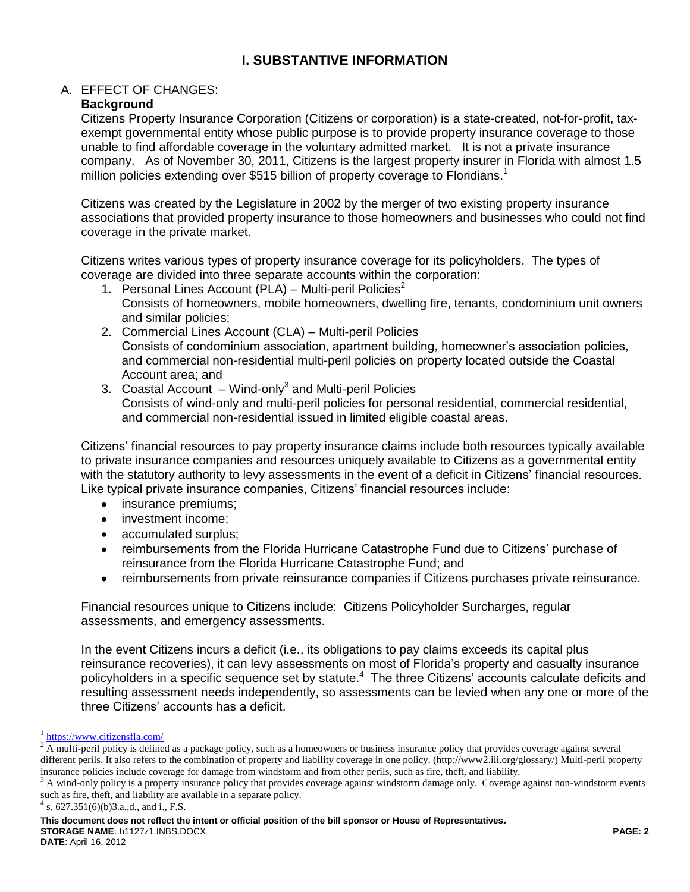# I. SUBSTANTIVE INFORMATION

A. EFFECT OF CHANGES:

**Background**

Citizens Property Insurance Corporation (Citizens or corporation) is a state-created, not-for-profit, tax-exempt governmental entity whose public purpose is to provide property insurance coverage to those unable to find affordable coverage in the voluntary admitted market. It is not a private insurance company. As of November 30, 2011, Citizens is the largest property insurer in Florida with almost 1.5 million policies extending over $515 billion of property coverage to Floridians.[1]

Citizens was created by the Legislature in 2002 by the merger of two existing property insurance associations that provided property insurance to those homeowners and businesses who could not find coverage in the private market.

Citizens writes various types of property insurance coverage for its policyholders. The types of coverage are divided into three separate accounts within the corporation:

1. Personal Lines Account (PLA) – Multi-peril Policies[2]
   Consists of homeowners, mobile homeowners, dwelling fire, tenants, condominium unit owners and similar policies;
2. Commercial Lines Account (CLA) – Multi-peril Policies
   Consists of condominium association, apartment building, homeowner's association policies, and commercial non-residential multi-peril policies on property located outside the Coastal Account area; and
3. Coastal Account – Wind-only[3] and Multi-peril Policies
   Consists of wind-only and multi-peril policies for personal residential, commercial residential, and commercial non-residential issued in limited eligible coastal areas.

Citizens' financial resources to pay property insurance claims include both resources typically available to private insurance companies and resources uniquely available to Citizens as a governmental entity with the statutory authority to levy assessments in the event of a deficit in Citizens' financial resources. Like typical private insurance companies, Citizens' financial resources include:

- insurance premiums;
- investment income;
- accumulated surplus;
- reimbursements from the Florida Hurricane Catastrophe Fund due to Citizens' purchase of reinsurance from the Florida Hurricane Catastrophe Fund; and
- reimbursements from private reinsurance companies if Citizens purchases private reinsurance.

Financial resources unique to Citizens include: Citizens Policyholder Surcharges, regular assessments, and emergency assessments.

In the event Citizens incurs a deficit (i.e., its obligations to pay claims exceeds its capital plus reinsurance recoveries), it can levy assessments on most of Florida's property and casualty insurance policyholders in a specific sequence set by statute.[4] The three Citizens' accounts calculate deficits and resulting assessment needs independently, so assessments can be levied when any one or more of the three Citizens' accounts has a deficit.

---

[1] https://www.citizensfla.com/

[2] A multi-peril policy is defined as a package policy, such as a homeowners or business insurance policy that provides coverage against several different perils. It also refers to the combination of property and liability coverage in one policy. (http://www2.iii.org/glossary/) Multi-peril property insurance policies include coverage for damage from windstorm and from other perils, such as fire, theft, and liability.

[3] A wind-only policy is a property insurance policy that provides coverage against windstorm damage only. Coverage against non-windstorm events such as fire, theft, and liability are available in a separate policy.

[4] s. 627.351(6)(b)3.a.,d., and i., F.S.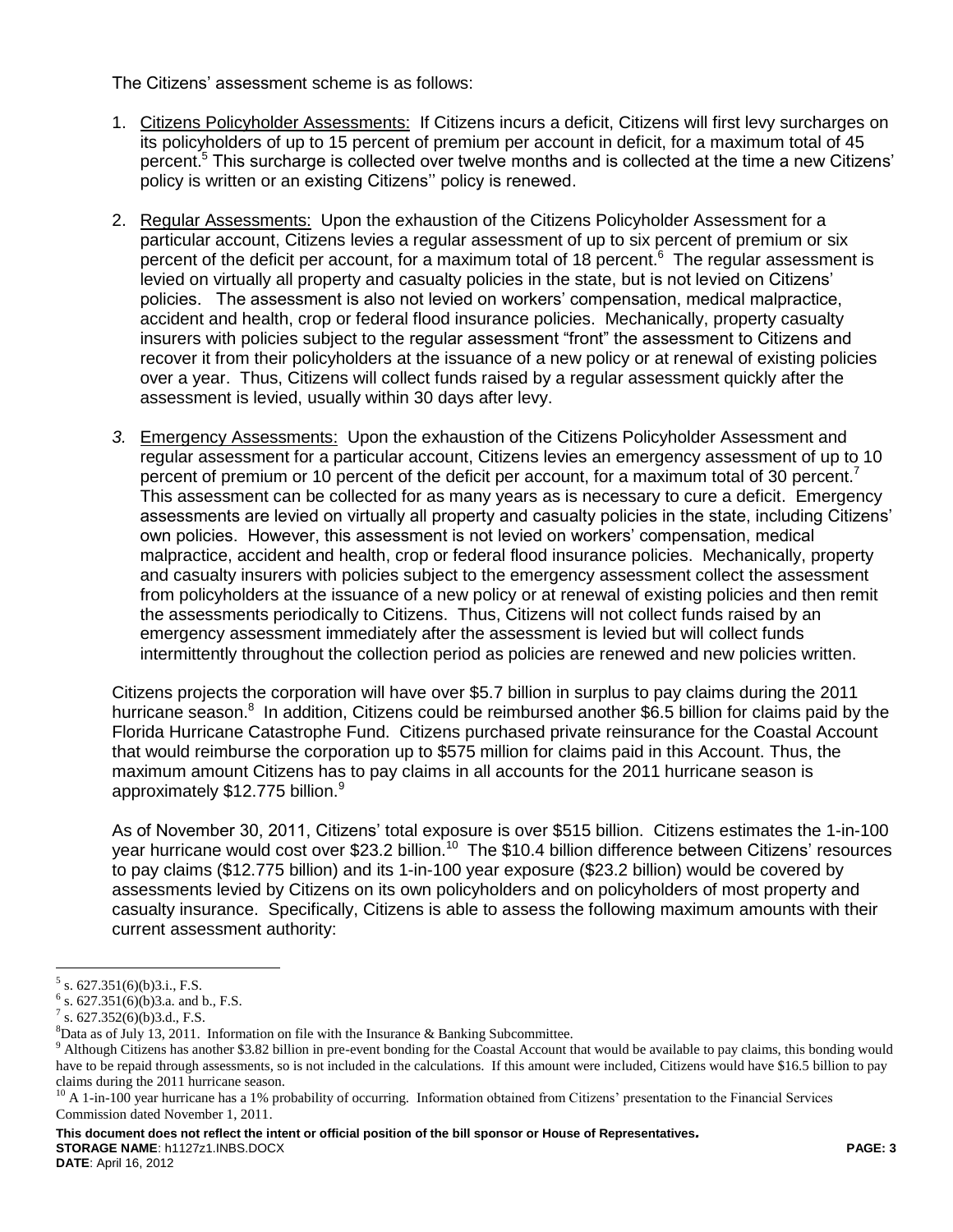The Citizens' assessment scheme is as follows:

1. Citizens Policyholder Assessments: If Citizens incurs a deficit, Citizens will first levy surcharges on its policyholders of up to 15 percent of premium per account in deficit, for a maximum total of 45 percent.[5] This surcharge is collected over twelve months and is collected at the time a new Citizens' policy is written or an existing Citizens'' policy is renewed.

2. Regular Assessments: Upon the exhaustion of the Citizens Policyholder Assessment for a particular account, Citizens levies a regular assessment of up to six percent of premium or six percent of the deficit per account, for a maximum total of 18 percent.[6] The regular assessment is levied on virtually all property and casualty policies in the state, but is not levied on Citizens' policies. The assessment is also not levied on workers' compensation, medical malpractice, accident and health, crop or federal flood insurance policies. Mechanically, property casualty insurers with policies subject to the regular assessment "front" the assessment to Citizens and recover it from their policyholders at the issuance of a new policy or at renewal of existing policies over a year. Thus, Citizens will collect funds raised by a regular assessment quickly after the assessment is levied, usually within 30 days after levy.

3. Emergency Assessments: Upon the exhaustion of the Citizens Policyholder Assessment and regular assessment for a particular account, Citizens levies an emergency assessment of up to 10 percent of premium or 10 percent of the deficit per account, for a maximum total of 30 percent.[7] This assessment can be collected for as many years as is necessary to cure a deficit. Emergency assessments are levied on virtually all property and casualty policies in the state, including Citizens' own policies. However, this assessment is not levied on workers' compensation, medical malpractice, accident and health, crop or federal flood insurance policies. Mechanically, property and casualty insurers with policies subject to the emergency assessment collect the assessment from policyholders at the issuance of a new policy or at renewal of existing policies and then remit the assessments periodically to Citizens. Thus, Citizens will not collect funds raised by an emergency assessment immediately after the assessment is levied but will collect funds intermittently throughout the collection period as policies are renewed and new policies written.

Citizens projects the corporation will have over $5.7 billion in surplus to pay claims during the 2011 hurricane season.[8] In addition, Citizens could be reimbursed another $6.5 billion for claims paid by the Florida Hurricane Catastrophe Fund. Citizens purchased private reinsurance for the Coastal Account that would reimburse the corporation up to $575 million for claims paid in this Account. Thus, the maximum amount Citizens has to pay claims in all accounts for the 2011 hurricane season is approximately $12.775 billion.[9]

As of November 30, 2011, Citizens' total exposure is over $515 billion. Citizens estimates the 1-in-100 year hurricane would cost over $23.2 billion.[10] The $10.4 billion difference between Citizens' resources to pay claims ($12.775 billion) and its 1-in-100 year exposure ($23.2 billion) would be covered by assessments levied by Citizens on its own policyholders and on policyholders of most property and casualty insurance. Specifically, Citizens is able to assess the following maximum amounts with their current assessment authority:

---

[5] s. 627.351(6)(b)3.i., F.S.

[6] s. 627.351(6)(b)3.a. and b., F.S.

[7] s. 627.352(6)(b)3.d., F.S.

[8] Data as of July 13, 2011. Information on file with the Insurance & Banking Subcommittee.

[9] Although Citizens has another $3.82 billion in pre-event bonding for the Coastal Account that would be available to pay claims, this bonding would have to be repaid through assessments, so is not included in the calculations. If this amount were included, Citizens would have $16.5 billion to pay claims during the 2011 hurricane season.

[10] A 1-in-100 year hurricane has a 1% probability of occurring. Information obtained from Citizens' presentation to the Financial Services Commission dated November 1, 2011.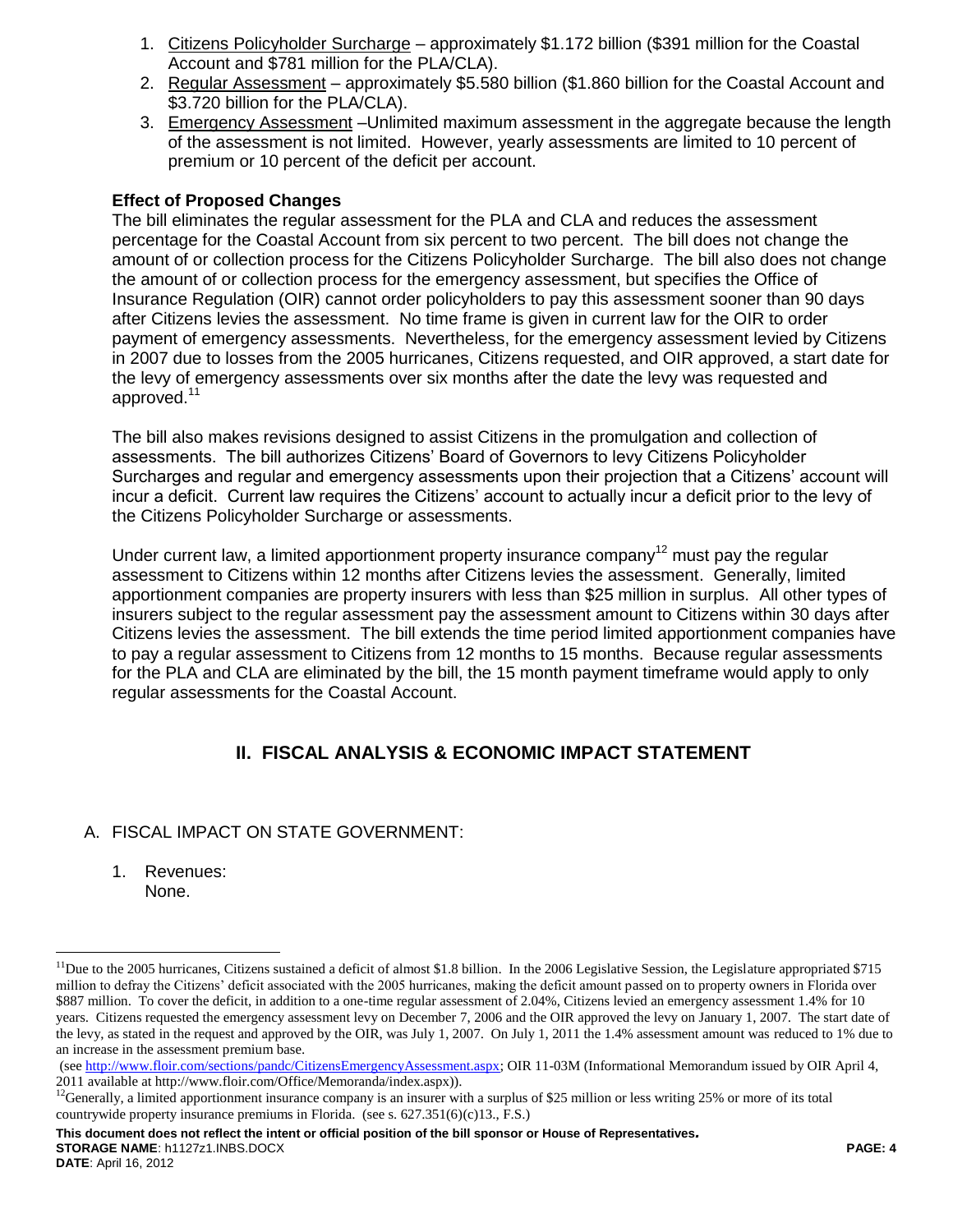1. Citizens Policyholder Surcharge – approximately $1.172 billion ($391 million for the Coastal Account and $781 million for the PLA/CLA).
2. Regular Assessment – approximately $5.580 billion ($1.860 billion for the Coastal Account and $3.720 billion for the PLA/CLA).
3. Emergency Assessment –Unlimited maximum assessment in the aggregate because the length of the assessment is not limited. However, yearly assessments are limited to 10 percent of premium or 10 percent of the deficit per account.

**Effect of Proposed Changes**

The bill eliminates the regular assessment for the PLA and CLA and reduces the assessment percentage for the Coastal Account from six percent to two percent. The bill does not change the amount of or collection process for the Citizens Policyholder Surcharge. The bill also does not change the amount of or collection process for the emergency assessment, but specifies the Office of Insurance Regulation (OIR) cannot order policyholders to pay this assessment sooner than 90 days after Citizens levies the assessment. No time frame is given in current law for the OIR to order payment of emergency assessments. Nevertheless, for the emergency assessment levied by Citizens in 2007 due to losses from the 2005 hurricanes, Citizens requested, and OIR approved, a start date for the levy of emergency assessments over six months after the date the levy was requested and approved.[11]

The bill also makes revisions designed to assist Citizens in the promulgation and collection of assessments. The bill authorizes Citizens' Board of Governors to levy Citizens Policyholder Surcharges and regular and emergency assessments upon their projection that a Citizens' account will incur a deficit. Current law requires the Citizens' account to actually incur a deficit prior to the levy of the Citizens Policyholder Surcharge or assessments.

Under current law, a limited apportionment property insurance company[12] must pay the regular assessment to Citizens within 12 months after Citizens levies the assessment. Generally, limited apportionment companies are property insurers with less than $25 million in surplus. All other types of insurers subject to the regular assessment pay the assessment amount to Citizens within 30 days after Citizens levies the assessment. The bill extends the time period limited apportionment companies have to pay a regular assessment to Citizens from 12 months to 15 months. Because regular assessments for the PLA and CLA are eliminated by the bill, the 15 month payment timeframe would apply to only regular assessments for the Coastal Account.

## II. FISCAL ANALYSIS & ECONOMIC IMPACT STATEMENT

A. FISCAL IMPACT ON STATE GOVERNMENT:

1. Revenues:
   None.

---

[11] Due to the 2005 hurricanes, Citizens sustained a deficit of almost $1.8 billion. In the 2006 Legislative Session, the Legislature appropriated $715 million to defray the Citizens' deficit associated with the 2005 hurricanes, making the deficit amount passed on to property owners in Florida over $887 million. To cover the deficit, in addition to a one-time regular assessment of 2.04%, Citizens levied an emergency assessment 1.4% for 10 years. Citizens requested the emergency assessment levy on December 7, 2006 and the OIR approved the levy on January 1, 2007. The start date of the levy, as stated in the request and approved by the OIR, was July 1, 2007. On July 1, 2011 the 1.4% assessment amount was reduced to 1% due to an increase in the assessment premium base.
(see http://www.floir.com/sections/pandc/CitizensEmergencyAssessment.aspx; OIR 11-03M (Informational Memorandum issued by OIR April 4, 2011 available at http://www.floir.com/Office/Memoranda/index.aspx)).

[12] Generally, a limited apportionment insurance company is an insurer with a surplus of $25 million or less writing 25% or more of its total countrywide property insurance premiums in Florida. (see s. 627.351(6)(c)13., F.S.)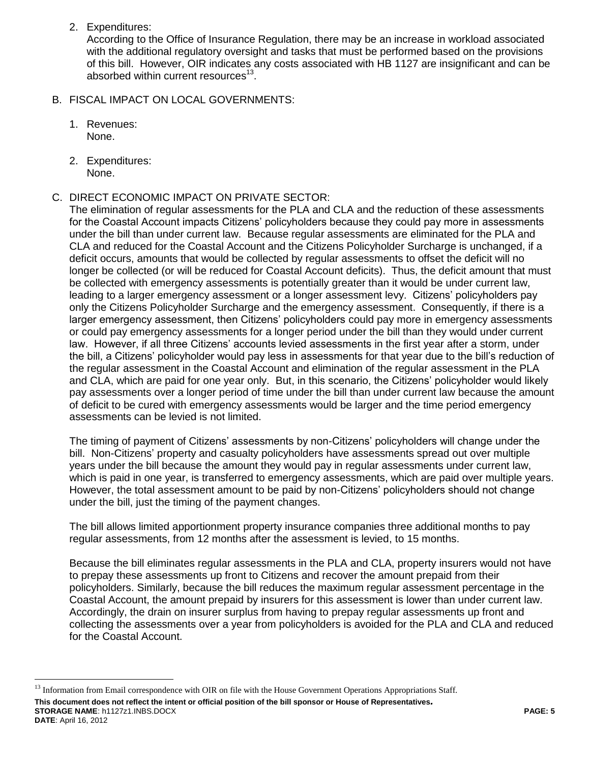2. Expenditures:
   According to the Office of Insurance Regulation, there may be an increase in workload associated with the additional regulatory oversight and tasks that must be performed based on the provisions of this bill. However, OIR indicates any costs associated with HB 1127 are insignificant and can be absorbed within current resources[13].

B. FISCAL IMPACT ON LOCAL GOVERNMENTS:

1. Revenues:
   None.

2. Expenditures:
   None.

C. DIRECT ECONOMIC IMPACT ON PRIVATE SECTOR:

The elimination of regular assessments for the PLA and CLA and the reduction of these assessments for the Coastal Account impacts Citizens' policyholders because they could pay more in assessments under the bill than under current law. Because regular assessments are eliminated for the PLA and CLA and reduced for the Coastal Account and the Citizens Policyholder Surcharge is unchanged, if a deficit occurs, amounts that would be collected by regular assessments to offset the deficit will no longer be collected (or will be reduced for Coastal Account deficits). Thus, the deficit amount that must be collected with emergency assessments is potentially greater than it would be under current law, leading to a larger emergency assessment or a longer assessment levy. Citizens' policyholders pay only the Citizens Policyholder Surcharge and the emergency assessment. Consequently, if there is a larger emergency assessment, then Citizens' policyholders could pay more in emergency assessments or could pay emergency assessments for a longer period under the bill than they would under current law. However, if all three Citizens' accounts levied assessments in the first year after a storm, under the bill, a Citizens' policyholder would pay less in assessments for that year due to the bill's reduction of the regular assessment in the Coastal Account and elimination of the regular assessment in the PLA and CLA, which are paid for one year only. But, in this scenario, the Citizens' policyholder would likely pay assessments over a longer period of time under the bill than under current law because the amount of deficit to be cured with emergency assessments would be larger and the time period emergency assessments can be levied is not limited.

The timing of payment of Citizens' assessments by non-Citizens' policyholders will change under the bill. Non-Citizens' property and casualty policyholders have assessments spread out over multiple years under the bill because the amount they would pay in regular assessments under current law, which is paid in one year, is transferred to emergency assessments, which are paid over multiple years. However, the total assessment amount to be paid by non-Citizens' policyholders should not change under the bill, just the timing of the payment changes.

The bill allows limited apportionment property insurance companies three additional months to pay regular assessments, from 12 months after the assessment is levied, to 15 months.

Because the bill eliminates regular assessments in the PLA and CLA, property insurers would not have to prepay these assessments up front to Citizens and recover the amount prepaid from their policyholders. Similarly, because the bill reduces the maximum regular assessment percentage in the Coastal Account, the amount prepaid by insurers for this assessment is lower than under current law. Accordingly, the drain on insurer surplus from having to prepay regular assessments up front and collecting the assessments over a year from policyholders is avoided for the PLA and CLA and reduced for the Coastal Account.

---

[13] Information from Email correspondence with OIR on file with the House Government Operations Appropriations Staff.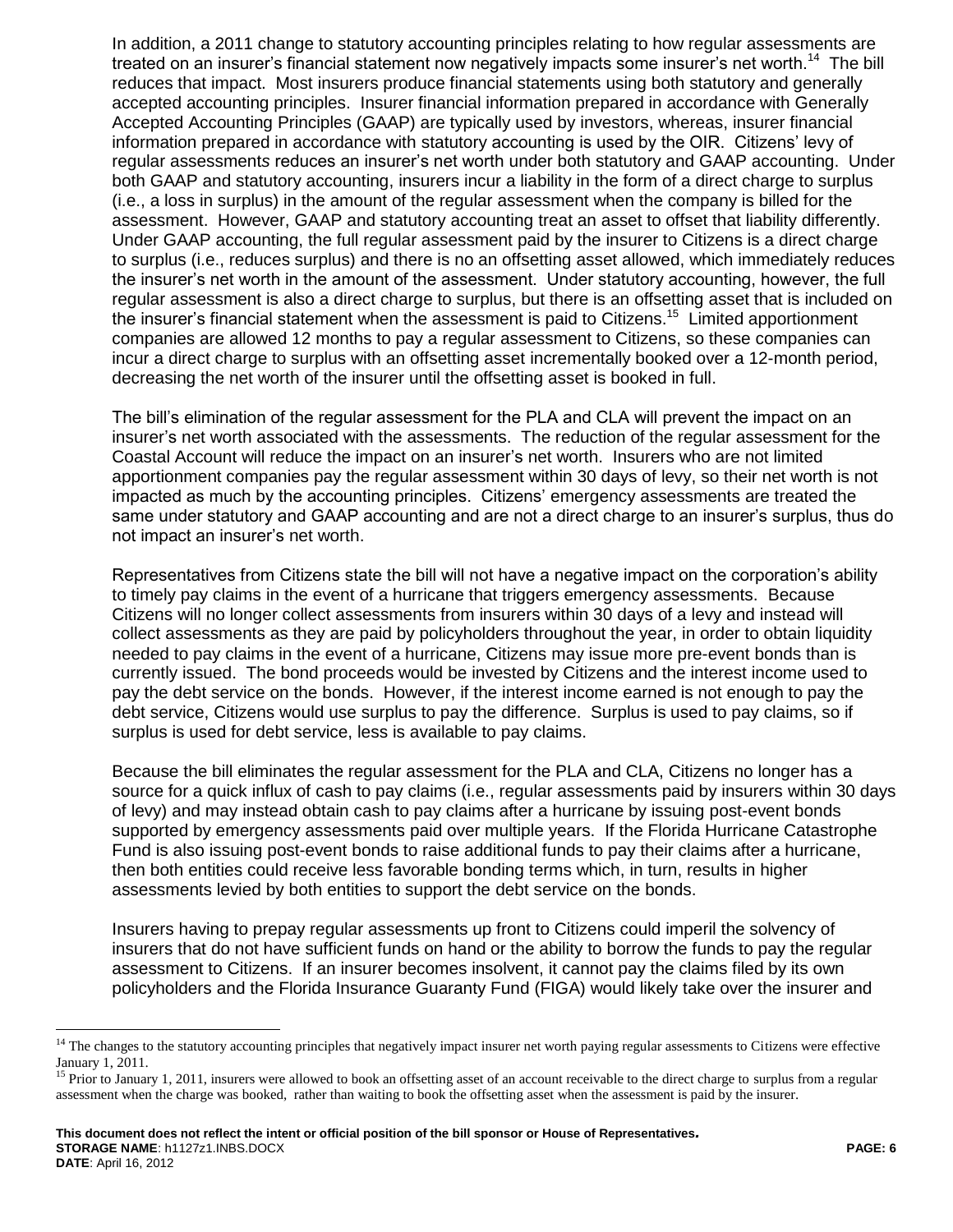In addition, a 2011 change to statutory accounting principles relating to how regular assessments are treated on an insurer's financial statement now negatively impacts some insurer's net worth.[14] The bill reduces that impact. Most insurers produce financial statements using both statutory and generally accepted accounting principles. Insurer financial information prepared in accordance with Generally Accepted Accounting Principles (GAAP) are typically used by investors, whereas, insurer financial information prepared in accordance with statutory accounting is used by the OIR. Citizens' levy of regular assessments reduces an insurer's net worth under both statutory and GAAP accounting. Under both GAAP and statutory accounting, insurers incur a liability in the form of a direct charge to surplus (i.e., a loss in surplus) in the amount of the regular assessment when the company is billed for the assessment. However, GAAP and statutory accounting treat an asset to offset that liability differently. Under GAAP accounting, the full regular assessment paid by the insurer to Citizens is a direct charge to surplus (i.e., reduces surplus) and there is no an offsetting asset allowed, which immediately reduces the insurer's net worth in the amount of the assessment. Under statutory accounting, however, the full regular assessment is also a direct charge to surplus, but there is an offsetting asset that is included on the insurer's financial statement when the assessment is paid to Citizens.[15] Limited apportionment companies are allowed 12 months to pay a regular assessment to Citizens, so these companies can incur a direct charge to surplus with an offsetting asset incrementally booked over a 12-month period, decreasing the net worth of the insurer until the offsetting asset is booked in full.

The bill's elimination of the regular assessment for the PLA and CLA will prevent the impact on an insurer's net worth associated with the assessments. The reduction of the regular assessment for the Coastal Account will reduce the impact on an insurer's net worth. Insurers who are not limited apportionment companies pay the regular assessment within 30 days of levy, so their net worth is not impacted as much by the accounting principles. Citizens' emergency assessments are treated the same under statutory and GAAP accounting and are not a direct charge to an insurer's surplus, thus do not impact an insurer's net worth.

Representatives from Citizens state the bill will not have a negative impact on the corporation's ability to timely pay claims in the event of a hurricane that triggers emergency assessments. Because Citizens will no longer collect assessments from insurers within 30 days of a levy and instead will collect assessments as they are paid by policyholders throughout the year, in order to obtain liquidity needed to pay claims in the event of a hurricane, Citizens may issue more pre-event bonds than is currently issued. The bond proceeds would be invested by Citizens and the interest income used to pay the debt service on the bonds. However, if the interest income earned is not enough to pay the debt service, Citizens would use surplus to pay the difference. Surplus is used to pay claims, so if surplus is used for debt service, less is available to pay claims.

Because the bill eliminates the regular assessment for the PLA and CLA, Citizens no longer has a source for a quick influx of cash to pay claims (i.e., regular assessments paid by insurers within 30 days of levy) and may instead obtain cash to pay claims after a hurricane by issuing post-event bonds supported by emergency assessments paid over multiple years. If the Florida Hurricane Catastrophe Fund is also issuing post-event bonds to raise additional funds to pay their claims after a hurricane, then both entities could receive less favorable bonding terms which, in turn, results in higher assessments levied by both entities to support the debt service on the bonds.

Insurers having to prepay regular assessments up front to Citizens could imperil the solvency of insurers that do not have sufficient funds on hand or the ability to borrow the funds to pay the regular assessment to Citizens. If an insurer becomes insolvent, it cannot pay the claims filed by its own policyholders and the Florida Insurance Guaranty Fund (FIGA) would likely take over the insurer and

[14] The changes to the statutory accounting principles that negatively impact insurer net worth paying regular assessments to Citizens were effective January 1, 2011.

[15] Prior to January 1, 2011, insurers were allowed to book an offsetting asset of an account receivable to the direct charge to surplus from a regular assessment when the charge was booked, rather than waiting to book the offsetting asset when the assessment is paid by the insurer.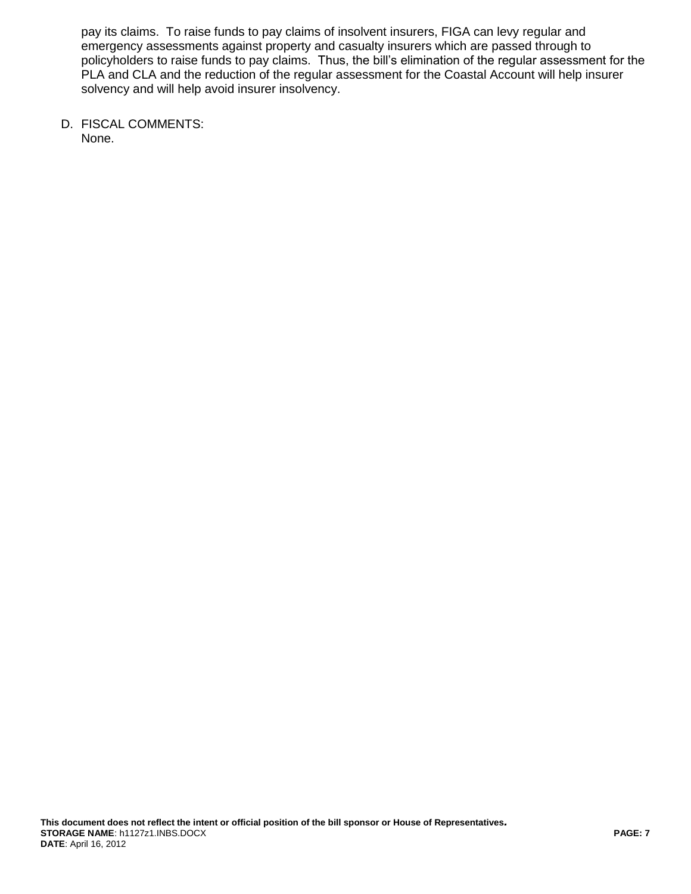pay its claims. To raise funds to pay claims of insolvent insurers, FIGA can levy regular and emergency assessments against property and casualty insurers which are passed through to policyholders to raise funds to pay claims. Thus, the bill's elimination of the regular assessment for the PLA and CLA and the reduction of the regular assessment for the Coastal Account will help insurer solvency and will help avoid insurer insolvency.

D. FISCAL COMMENTS:

None.